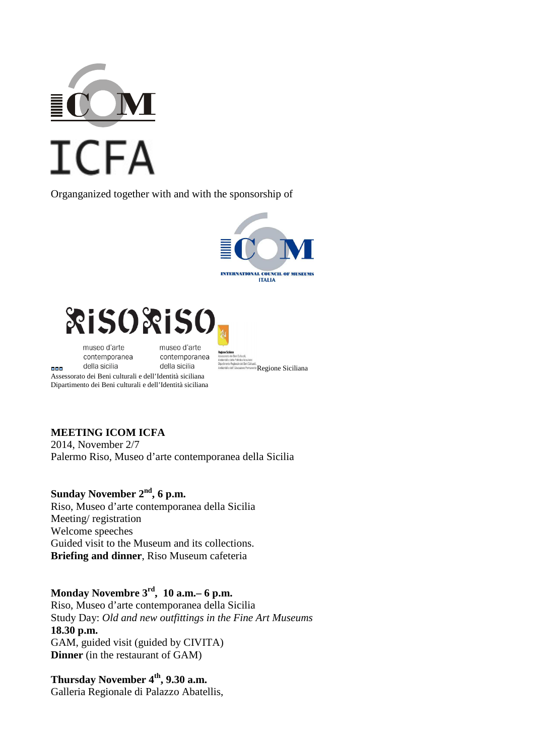ICOM

ICFA

Organganized together with and with the sponsorship of

ICOM
INTERNATIONAL COUNCIL OF MUSEUMS
ITALIA

RISO RISO

museo d'arte contemporanea della sicilia    museo d'arte contemporanea della sicilia

Regione Siciliana

Assessorato dei Beni culturali e dell'Identità siciliana
Dipartimento dei Beni culturali e dell'Identità siciliana

**MEETING ICOM ICFA**
2014, November 2/7
Palermo Riso, Museo d'arte contemporanea della Sicilia

**Sunday November 2nd, 6 p.m.**
Riso, Museo d'arte contemporanea della Sicilia
Meeting/ registration
Welcome speeches
Guided visit to the Museum and its collections.
**Briefing and dinner**, Riso Museum cafeteria

**Monday Novembre 3rd, 10 a.m.– 6 p.m.**
Riso, Museo d'arte contemporanea della Sicilia
Study Day: *Old and new outfittings in the Fine Art Museums*
**18.30 p.m.**
GAM, guided visit (guided by CIVITA)
**Dinner** (in the restaurant of GAM)

**Thursday November 4th, 9.30 a.m.**
Galleria Regionale di Palazzo Abatellis,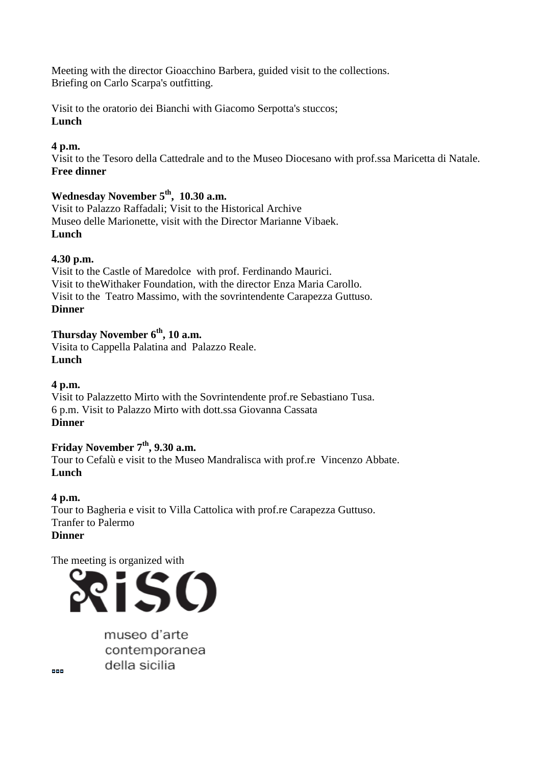Meeting with the director Gioacchino Barbera, guided visit to the collections.
Briefing on Carlo Scarpa's outfitting.

Visit to the oratorio dei Bianchi with Giacomo Serpotta's stuccos;
**Lunch**

**4 p.m.**
Visit to the Tesoro della Cattedrale and to the Museo Diocesano with prof.ssa Maricetta di Natale.
**Free dinner**

**Wednesday November 5th, 10.30 a.m.**
Visit to Palazzo Raffadali; Visit to the Historical Archive
Museo delle Marionette, visit with the Director Marianne Vibaek.
**Lunch**

**4.30 p.m.**
Visit to the Castle of Maredolce with prof. Ferdinando Maurici.
Visit to theWithaker Foundation, with the director Enza Maria Carollo.
Visit to the Teatro Massimo, with the sovrintendente Carapezza Guttuso.
**Dinner**

**Thursday November 6th, 10 a.m.**
Visita to Cappella Palatina and Palazzo Reale.
**Lunch**

**4 p.m.**
Visit to Palazzetto Mirto with the Sovrintendente prof.re Sebastiano Tusa.
6 p.m. Visit to Palazzo Mirto with dott.ssa Giovanna Cassata
**Dinner**

**Friday November 7th, 9.30 a.m.**
Tour to Cefalù e visit to the Museo Mandralisca with prof.re Vincenzo Abbate.
**Lunch**

**4 p.m.**
Tour to Bagheria e visit to Villa Cattolica with prof.re Carapezza Guttuso.
Tranfer to Palermo
**Dinner**

The meeting is organized with

RiSO

museo d'arte
contemporanea
della sicilia